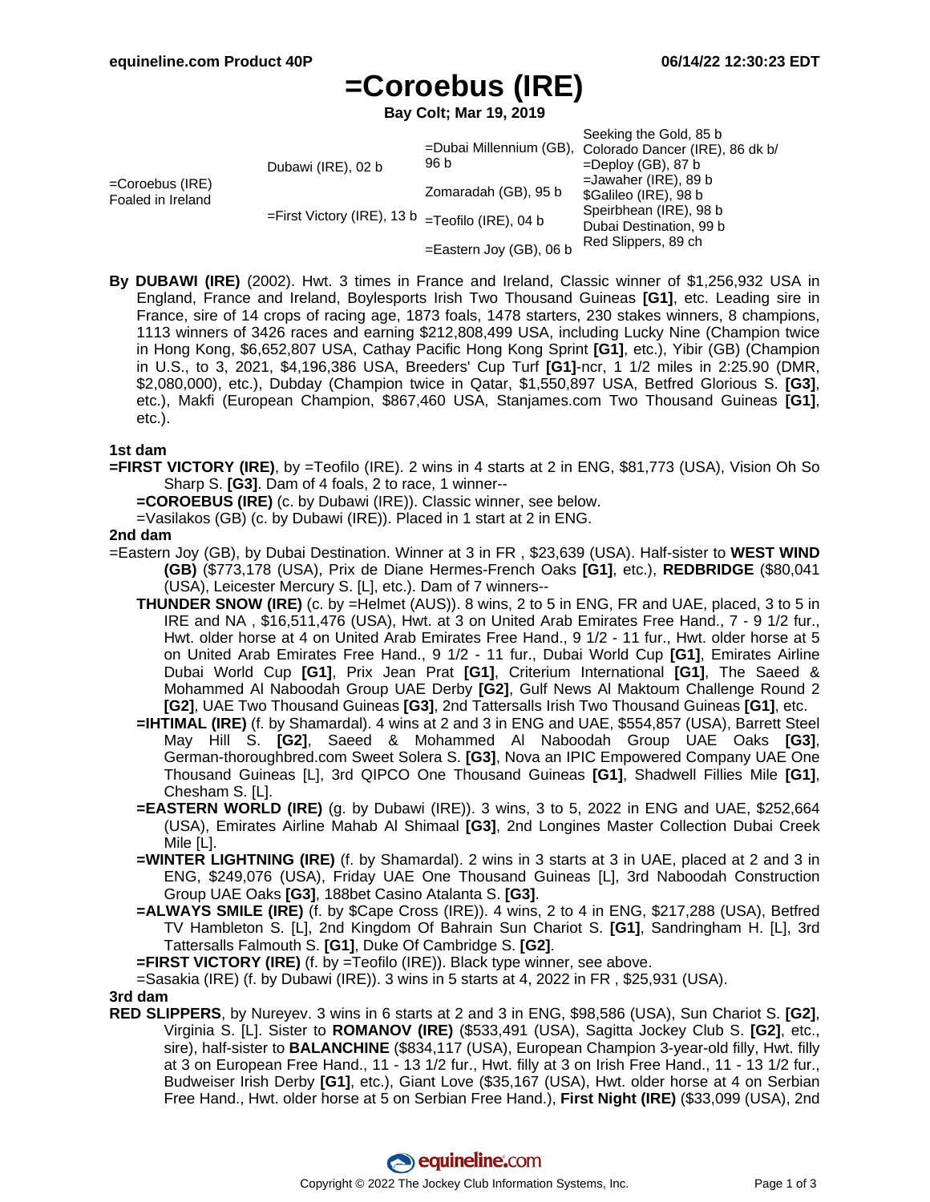# =Coroebus (IRE)

**Bay Colt; Mar 19, 2019**

| | | | |
|---|---|---|---|
| =Coroebus (IRE) Foaled in Ireland | Dubawi (IRE), 02 b | =Dubai Millennium (GB), 96 b | Seeking the Gold, 85 b |
| | | | Colorado Dancer (IRE), 86 dk b/ |
| | | Zomaradah (GB), 95 b | =Deploy (GB), 87 b |
| | | | =Jawaher (IRE), 89 b |
| | =First Victory (IRE), 13 b | =Teofilo (IRE), 04 b | $Galileo (IRE), 98 b |
| | | | Speirbhean (IRE), 98 b |
| | | =Eastern Joy (GB), 06 b | Dubai Destination, 99 b |
| | | | Red Slippers, 89 ch |

**By DUBAWI (IRE)** (2002). Hwt. 3 times in France and Ireland, Classic winner of $1,256,932 USA in England, France and Ireland, Boylesports Irish Two Thousand Guineas **[G1]**, etc. Leading sire in France, sire of 14 crops of racing age, 1873 foals, 1478 starters, 230 stakes winners, 8 champions, 1113 winners of 3426 races and earning $212,808,499 USA, including Lucky Nine (Champion twice in Hong Kong, $6,652,807 USA, Cathay Pacific Hong Kong Sprint **[G1]**, etc.), Yibir (GB) (Champion in U.S., to 3, 2021, $4,196,386 USA, Breeders' Cup Turf **[G1]**-ncr, 1 1/2 miles in 2:25.90 (DMR, $2,080,000), etc.), Dubday (Champion twice in Qatar, $1,550,897 USA, Betfred Glorious S. **[G3]**, etc.), Makfi (European Champion, $867,460 USA, Stanjames.com Two Thousand Guineas **[G1]**, etc.).

**1st dam**

**=FIRST VICTORY (IRE)**, by =Teofilo (IRE). 2 wins in 4 starts at 2 in ENG, $81,773 (USA), Vision Oh So Sharp S. **[G3]**. Dam of 4 foals, 2 to race, 1 winner--

**=COROEBUS (IRE)** (c. by Dubawi (IRE)). Classic winner, see below.

=Vasilakos (GB) (c. by Dubawi (IRE)). Placed in 1 start at 2 in ENG.

**2nd dam**

=Eastern Joy (GB), by Dubai Destination. Winner at 3 in FR , $23,639 (USA). Half-sister to **WEST WIND (GB)** ($773,178 (USA), Prix de Diane Hermes-French Oaks **[G1]**, etc.), **REDBRIDGE** ($80,041 (USA), Leicester Mercury S. [L], etc.). Dam of 7 winners--

**THUNDER SNOW (IRE)** (c. by =Helmet (AUS)). 8 wins, 2 to 5 in ENG, FR and UAE, placed, 3 to 5 in IRE and NA , $16,511,476 (USA), Hwt. at 3 on United Arab Emirates Free Hand., 7 - 9 1/2 fur., Hwt. older horse at 4 on United Arab Emirates Free Hand., 9 1/2 - 11 fur., Hwt. older horse at 5 on United Arab Emirates Free Hand., 9 1/2 - 11 fur., Dubai World Cup **[G1]**, Emirates Airline Dubai World Cup **[G1]**, Prix Jean Prat **[G1]**, Criterium International **[G1]**, The Saeed & Mohammed Al Naboodah Group UAE Derby **[G2]**, Gulf News Al Maktoum Challenge Round 2 **[G2]**, UAE Two Thousand Guineas **[G3]**, 2nd Tattersalls Irish Two Thousand Guineas **[G1]**, etc.

**=IHTIMAL (IRE)** (f. by Shamardal). 4 wins at 2 and 3 in ENG and UAE, $554,857 (USA), Barrett Steel May Hill S. **[G2]**, Saeed & Mohammed Al Naboodah Group UAE Oaks **[G3]**, German-thoroughbred.com Sweet Solera S. **[G3]**, Nova an IPIC Empowered Company UAE One Thousand Guineas [L], 3rd QIPCO One Thousand Guineas **[G1]**, Shadwell Fillies Mile **[G1]**, Chesham S. [L].

**=EASTERN WORLD (IRE)** (g. by Dubawi (IRE)). 3 wins, 3 to 5, 2022 in ENG and UAE, $252,664 (USA), Emirates Airline Mahab Al Shimaal **[G3]**, 2nd Longines Master Collection Dubai Creek Mile [L].

**=WINTER LIGHTNING (IRE)** (f. by Shamardal). 2 wins in 3 starts at 3 in UAE, placed at 2 and 3 in ENG, $249,076 (USA), Friday UAE One Thousand Guineas [L], 3rd Naboodah Construction Group UAE Oaks **[G3]**, 188bet Casino Atalanta S. **[G3]**.

**=ALWAYS SMILE (IRE)** (f. by $Cape Cross (IRE)). 4 wins, 2 to 4 in ENG, $217,288 (USA), Betfred TV Hambleton S. [L], 2nd Kingdom Of Bahrain Sun Chariot S. **[G1]**, Sandringham H. [L], 3rd Tattersalls Falmouth S. **[G1]**, Duke Of Cambridge S. **[G2]**.

**=FIRST VICTORY (IRE)** (f. by =Teofilo (IRE)). Black type winner, see above.

=Sasakia (IRE) (f. by Dubawi (IRE)). 3 wins in 5 starts at 4, 2022 in FR , $25,931 (USA).

**3rd dam**

**RED SLIPPERS**, by Nureyev. 3 wins in 6 starts at 2 and 3 in ENG, $98,586 (USA), Sun Chariot S. **[G2]**, Virginia S. [L]. Sister to **ROMANOV (IRE)** ($533,491 (USA), Sagitta Jockey Club S. **[G2]**, etc., sire), half-sister to **BALANCHINE** ($834,117 (USA), European Champion 3-year-old filly, Hwt. filly at 3 on European Free Hand., 11 - 13 1/2 fur., Hwt. filly at 3 on Irish Free Hand., 11 - 13 1/2 fur., Budweiser Irish Derby **[G1]**, etc.), Giant Love ($35,167 (USA), Hwt. older horse at 4 on Serbian Free Hand., Hwt. older horse at 5 on Serbian Free Hand.), **First Night (IRE)** ($33,099 (USA), 2nd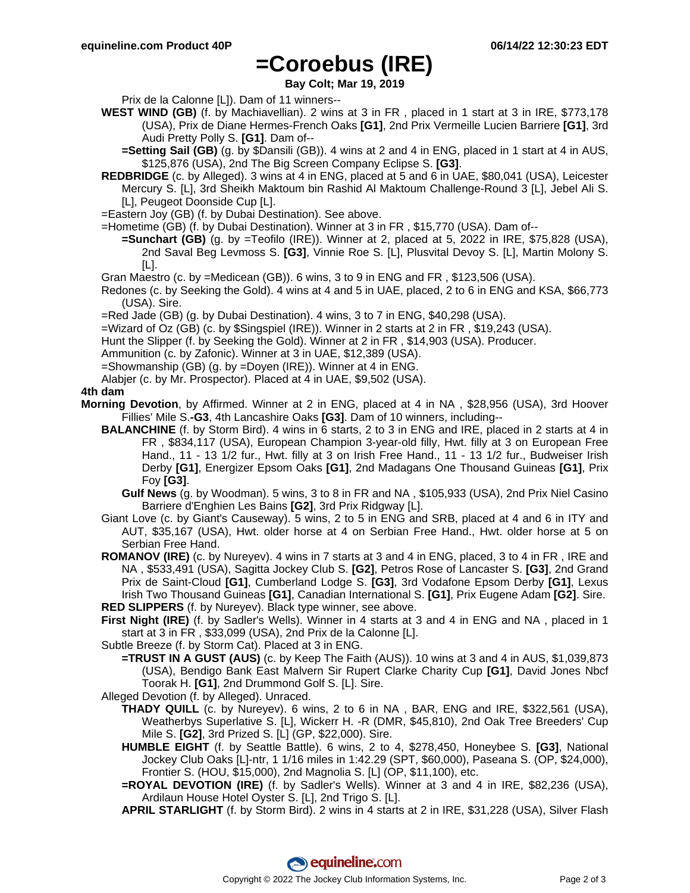# =Coroebus (IRE)

**Bay Colt; Mar 19, 2019**

Prix de la Calonne [L]). Dam of 11 winners--

- **WEST WIND (GB)** (f. by Machiavellian). 2 wins at 3 in FR , placed in 1 start at 3 in IRE, $773,178 (USA), Prix de Diane Hermes-French Oaks **[G1]**, 2nd Prix Vermeille Lucien Barriere **[G1]**, 3rd Audi Pretty Polly S. **[G1]**. Dam of--
  - **=Setting Sail (GB)** (g. by $Dansili (GB)). 4 wins at 2 and 4 in ENG, placed in 1 start at 4 in AUS, $125,876 (USA), 2nd The Big Screen Company Eclipse S. **[G3]**.
- **REDBRIDGE** (c. by Alleged). 3 wins at 4 in ENG, placed at 5 and 6 in UAE, $80,041 (USA), Leicester Mercury S. [L], 3rd Sheikh Maktoum bin Rashid Al Maktoum Challenge-Round 3 [L], Jebel Ali S. [L], Peugeot Doonside Cup [L].
- =Eastern Joy (GB) (f. by Dubai Destination). See above.
- =Hometime (GB) (f. by Dubai Destination). Winner at 3 in FR , $15,770 (USA). Dam of--
  - **=Sunchart (GB)** (g. by =Teofilo (IRE)). Winner at 2, placed at 5, 2022 in IRE, $75,828 (USA), 2nd Saval Beg Levmoss S. **[G3]**, Vinnie Roe S. [L], Plusvital Devoy S. [L], Martin Molony S. [L].
- Gran Maestro (c. by =Medicean (GB)). 6 wins, 3 to 9 in ENG and FR , $123,506 (USA).
- Redones (c. by Seeking the Gold). 4 wins at 4 and 5 in UAE, placed, 2 to 6 in ENG and KSA, $66,773 (USA). Sire.
- =Red Jade (GB) (g. by Dubai Destination). 4 wins, 3 to 7 in ENG, $40,298 (USA).
- =Wizard of Oz (GB) (c. by $Singspiel (IRE)). Winner in 2 starts at 2 in FR , $19,243 (USA).
- Hunt the Slipper (f. by Seeking the Gold). Winner at 2 in FR , $14,903 (USA). Producer.
- Ammunition (c. by Zafonic). Winner at 3 in UAE, $12,389 (USA).
- =Showmanship (GB) (g. by =Doyen (IRE)). Winner at 4 in ENG.
- Alabjer (c. by Mr. Prospector). Placed at 4 in UAE, $9,502 (USA).

**4th dam**

**Morning Devotion**, by Affirmed. Winner at 2 in ENG, placed at 4 in NA , $28,956 (USA), 3rd Hoover Fillies' Mile S.**-G3**, 4th Lancashire Oaks **[G3]**. Dam of 10 winners, including--

- **BALANCHINE** (f. by Storm Bird). 4 wins in 6 starts, 2 to 3 in ENG and IRE, placed in 2 starts at 4 in FR , $834,117 (USA), European Champion 3-year-old filly, Hwt. filly at 3 on European Free Hand., 11 - 13 1/2 fur., Hwt. filly at 3 on Irish Free Hand., 11 - 13 1/2 fur., Budweiser Irish Derby **[G1]**, Energizer Epsom Oaks **[G1]**, 2nd Madagans One Thousand Guineas **[G1]**, Prix Foy **[G3]**.
  - **Gulf News** (g. by Woodman). 5 wins, 3 to 8 in FR and NA , $105,933 (USA), 2nd Prix Niel Casino Barriere d'Enghien Les Bains **[G2]**, 3rd Prix Ridgway [L].
- Giant Love (c. by Giant's Causeway). 5 wins, 2 to 5 in ENG and SRB, placed at 4 and 6 in ITY and AUT, $35,167 (USA), Hwt. older horse at 4 on Serbian Free Hand., Hwt. older horse at 5 on Serbian Free Hand.
- **ROMANOV (IRE)** (c. by Nureyev). 4 wins in 7 starts at 3 and 4 in ENG, placed, 3 to 4 in FR , IRE and NA , $533,491 (USA), Sagitta Jockey Club S. **[G2]**, Petros Rose of Lancaster S. **[G3]**, 2nd Grand Prix de Saint-Cloud **[G1]**, Cumberland Lodge S. **[G3]**, 3rd Vodafone Epsom Derby **[G1]**, Lexus Irish Two Thousand Guineas **[G1]**, Canadian International S. **[G1]**, Prix Eugene Adam **[G2]**. Sire.
- **RED SLIPPERS** (f. by Nureyev). Black type winner, see above.
- **First Night (IRE)** (f. by Sadler's Wells). Winner in 4 starts at 3 and 4 in ENG and NA , placed in 1 start at 3 in FR , $33,099 (USA), 2nd Prix de la Calonne [L].
- Subtle Breeze (f. by Storm Cat). Placed at 3 in ENG.
  - **=TRUST IN A GUST (AUS)** (c. by Keep The Faith (AUS)). 10 wins at 3 and 4 in AUS, $1,039,873 (USA), Bendigo Bank East Malvern Sir Rupert Clarke Charity Cup **[G1]**, David Jones Nbcf Toorak H. **[G1]**, 2nd Drummond Golf S. [L]. Sire.
- Alleged Devotion (f. by Alleged). Unraced.
  - **THADY QUILL** (c. by Nureyev). 6 wins, 2 to 6 in NA , BAR, ENG and IRE, $322,561 (USA), Weatherbys Superlative S. [L], Wickerr H. -R (DMR, $45,810), 2nd Oak Tree Breeders' Cup Mile S. **[G2]**, 3rd Prized S. [L] (GP, $22,000). Sire.
  - **HUMBLE EIGHT** (f. by Seattle Battle). 6 wins, 2 to 4, $278,450, Honeybee S. **[G3]**, National Jockey Club Oaks [L]-ntr, 1 1/16 miles in 1:42.29 (SPT, $60,000), Paseana S. (OP, $24,000), Frontier S. (HOU, $15,000), 2nd Magnolia S. [L] (OP, $11,100), etc.
  - **=ROYAL DEVOTION (IRE)** (f. by Sadler's Wells). Winner at 3 and 4 in IRE, $82,236 (USA), Ardilaun House Hotel Oyster S. [L], 2nd Trigo S. [L].
  - **APRIL STARLIGHT** (f. by Storm Bird). 2 wins in 4 starts at 2 in IRE, $31,228 (USA), Silver Flash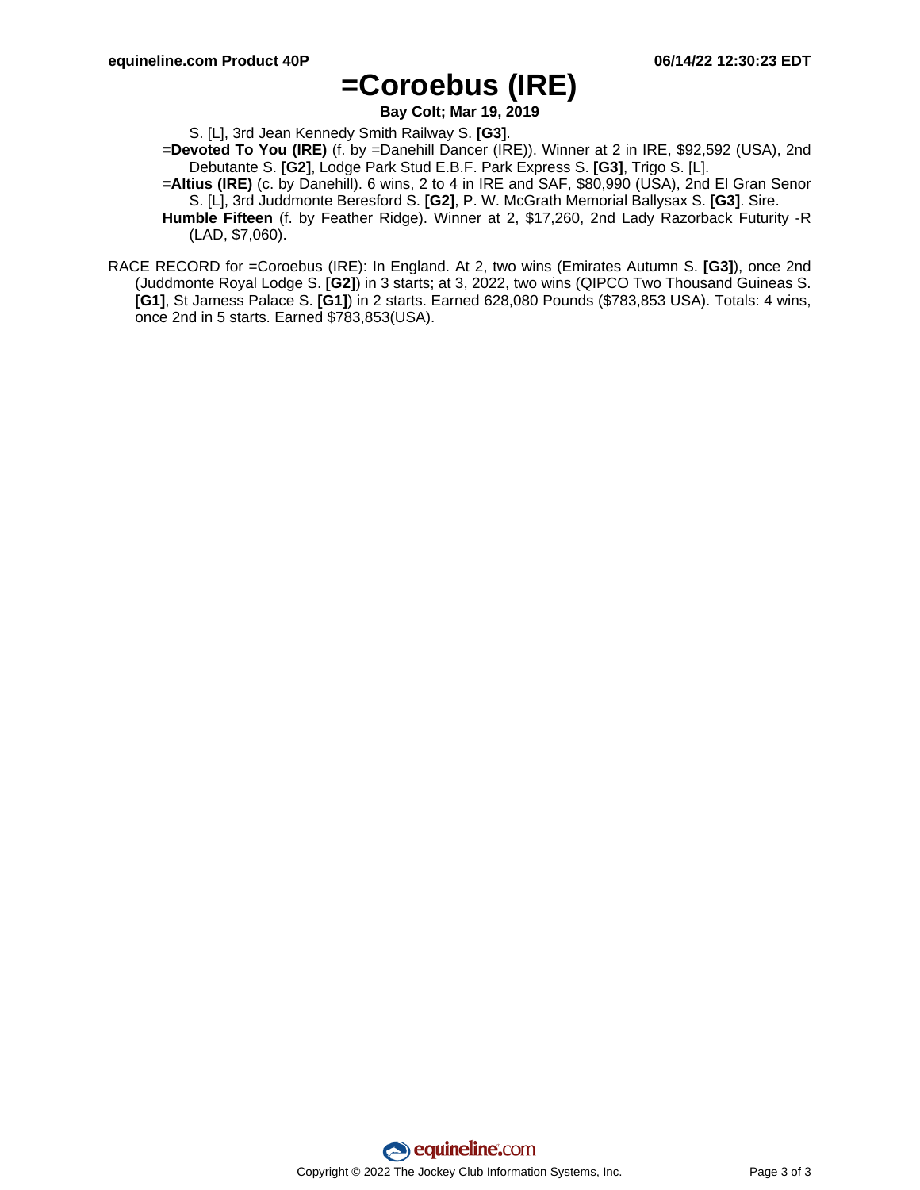# =Coroebus (IRE)

**Bay Colt; Mar 19, 2019**

S. [L], 3rd Jean Kennedy Smith Railway S. **[G3]**.

**=Devoted To You (IRE)** (f. by =Danehill Dancer (IRE)). Winner at 2 in IRE, $92,592 (USA), 2nd Debutante S. **[G2]**, Lodge Park Stud E.B.F. Park Express S. **[G3]**, Trigo S. [L].

**=Altius (IRE)** (c. by Danehill). 6 wins, 2 to 4 in IRE and SAF, $80,990 (USA), 2nd El Gran Senor S. [L], 3rd Juddmonte Beresford S. **[G2]**, P. W. McGrath Memorial Ballysax S. **[G3]**. Sire.

**Humble Fifteen** (f. by Feather Ridge). Winner at 2, $17,260, 2nd Lady Razorback Futurity -R (LAD, $7,060).

RACE RECORD for =Coroebus (IRE): In England. At 2, two wins (Emirates Autumn S. **[G3]**), once 2nd (Juddmonte Royal Lodge S. **[G2]**) in 3 starts; at 3, 2022, two wins (QIPCO Two Thousand Guineas S. **[G1]**, St Jamess Palace S. **[G1]**) in 2 starts. Earned 628,080 Pounds ($783,853 USA). Totals: 4 wins, once 2nd in 5 starts. Earned $783,853(USA).